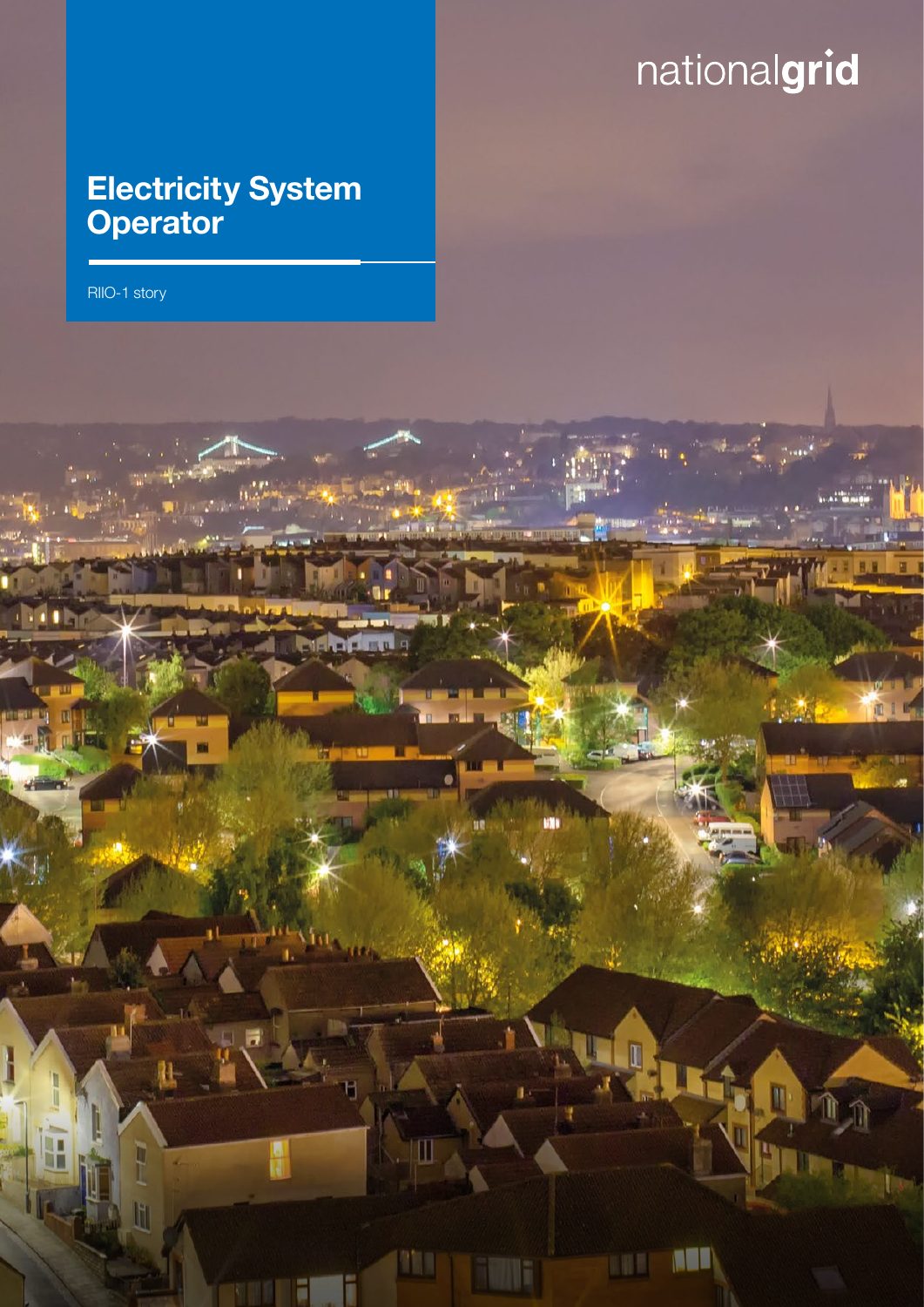nationalgrid

# Electricity System Operator

RIIO-1 story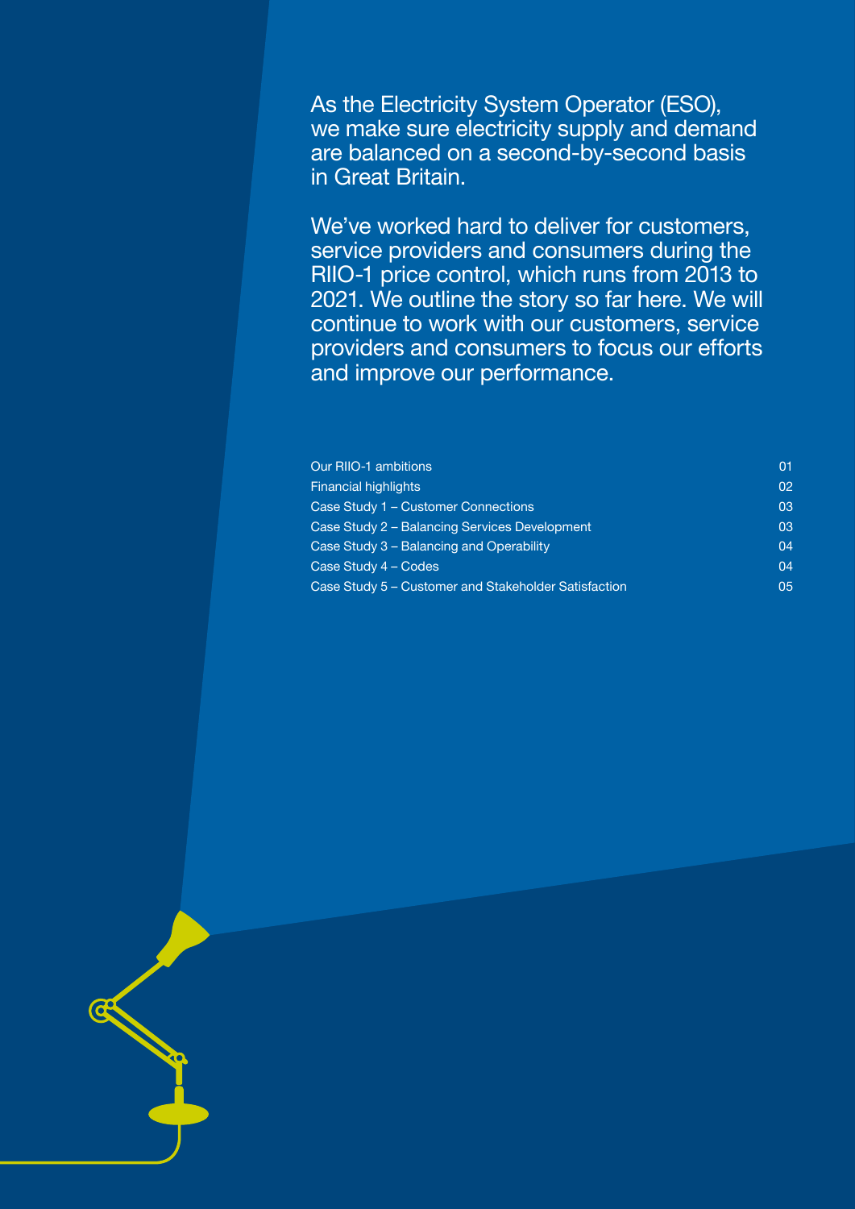As the Electricity System Operator (ESO), we make sure electricity supply and demand are balanced on a second-by-second basis in Great Britain.

We've worked hard to deliver for customers, service providers and consumers during the RIIO-1 price control, which runs from 2013 to 2021. We outline the story so far here. We will continue to work with our customers, service providers and consumers to focus our efforts and improve our performance.

| | |
|---|---|
| Our RIIO-1 ambitions | 01 |
| Financial highlights | 02 |
| Case Study 1 – Customer Connections | 03 |
| Case Study 2 – Balancing Services Development | 03 |
| Case Study 3 – Balancing and Operability | 04 |
| Case Study 4 – Codes | 04 |
| Case Study 5 – Customer and Stakeholder Satisfaction | 05 |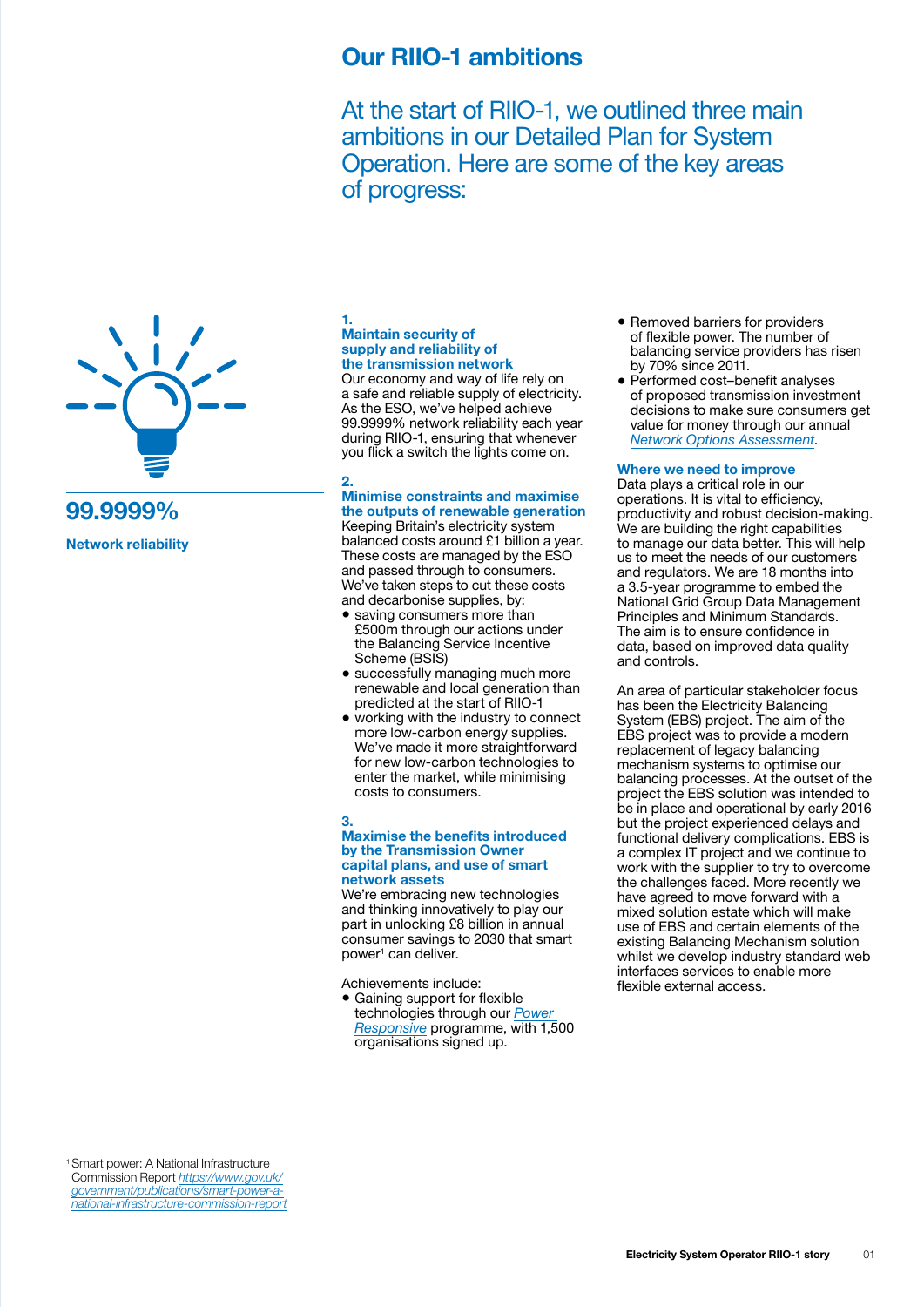# Our RIIO-1 ambitions

At the start of RIIO-1, we outlined three main ambitions in our Detailed Plan for System Operation. Here are some of the key areas of progress:

**99.9999%**

**Network reliability**

### 1. Maintain security of supply and reliability of the transmission network

Our economy and way of life rely on a safe and reliable supply of electricity. As the ESO, we've helped achieve 99.9999% network reliability each year during RIIO-1, ensuring that whenever you flick a switch the lights come on.

### 2. Minimise constraints and maximise the outputs of renewable generation

Keeping Britain's electricity system balanced costs around £1 billion a year. These costs are managed by the ESO and passed through to consumers. We've taken steps to cut these costs and decarbonise supplies, by:

- saving consumers more than £500m through our actions under the Balancing Service Incentive Scheme (BSIS)
- successfully managing much more renewable and local generation than predicted at the start of RIIO-1
- working with the industry to connect more low-carbon energy supplies. We've made it more straightforward for new low-carbon technologies to enter the market, while minimising costs to consumers.

### 3. Maximise the benefits introduced by the Transmission Owner capital plans, and use of smart network assets

We're embracing new technologies and thinking innovatively to play our part in unlocking £8 billion in annual consumer savings to 2030 that smart power[1] can deliver.

Achievements include:

- Gaining support for flexible technologies through our *Power Responsive* programme, with 1,500 organisations signed up.
- Removed barriers for providers of flexible power. The number of balancing service providers has risen by 70% since 2011.
- Performed cost–benefit analyses of proposed transmission investment decisions to make sure consumers get value for money through our annual *Network Options Assessment*.

### Where we need to improve

Data plays a critical role in our operations. It is vital to efficiency, productivity and robust decision-making. We are building the right capabilities to manage our data better. This will help us to meet the needs of our customers and regulators. We are 18 months into a 3.5-year programme to embed the National Grid Group Data Management Principles and Minimum Standards. The aim is to ensure confidence in data, based on improved data quality and controls.

An area of particular stakeholder focus has been the Electricity Balancing System (EBS) project. The aim of the EBS project was to provide a modern replacement of legacy balancing mechanism systems to optimise our balancing processes. At the outset of the project the EBS solution was intended to be in place and operational by early 2016 but the project experienced delays and functional delivery complications. EBS is a complex IT project and we continue to work with the supplier to try to overcome the challenges faced. More recently we have agreed to move forward with a mixed solution estate which will make use of EBS and certain elements of the existing Balancing Mechanism solution whilst we develop industry standard web interfaces services to enable more flexible external access.

[1] Smart power: A National Infrastructure Commission Report *https://www.gov.uk/government/publications/smart-power-a-national-infrastructure-commission-report*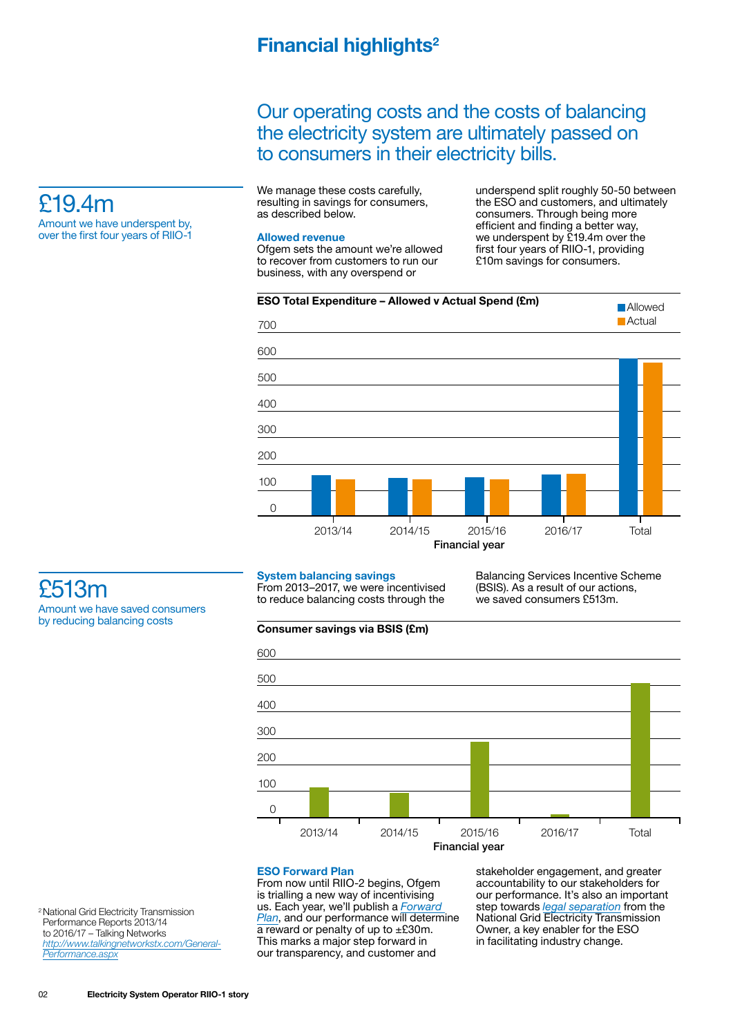# Financial highlights[2]

## Our operating costs and the costs of balancing the electricity system are ultimately passed on to consumers in their electricity bills.

£19.4m

Amount we have underspent by, over the first four years of RIIO-1

We manage these costs carefully, resulting in savings for consumers, as described below.

**Allowed revenue**

Ofgem sets the amount we're allowed to recover from customers to run our business, with any overspend or underspend split roughly 50-50 between the ESO and customers, and ultimately consumers. Through being more efficient and finding a better way, we underspent by £19.4m over the first four years of RIIO-1, providing £10m savings for consumers.

**ESO Total Expenditure – Allowed v Actual Spend (£m)**

Legend: Allowed, Actual

Y-axis: 0, 100, 200, 300, 400, 500, 600, 700

X-axis (Financial year): 2013/14, 2014/15, 2015/16, 2016/17, Total

£513m

Amount we have saved consumers by reducing balancing costs

**System balancing savings**

From 2013–2017, we were incentivised to reduce balancing costs through the Balancing Services Incentive Scheme (BSIS). As a result of our actions, we saved consumers £513m.

**Consumer savings via BSIS (£m)**

Y-axis: 0, 100, 200, 300, 400, 500, 600

X-axis (Financial year): 2013/14, 2014/15, 2015/16, 2016/17, Total

**ESO Forward Plan**

From now until RIIO-2 begins, Ofgem is trialling a new way of incentivising us. Each year, we'll publish a *Forward Plan*, and our performance will determine a reward or penalty of up to ±£30m. This marks a major step forward in our transparency, and customer and stakeholder engagement, and greater accountability to our stakeholders for our performance. It's also an important step towards *legal separation* from the National Grid Electricity Transmission Owner, a key enabler for the ESO in facilitating industry change.

[2] National Grid Electricity Transmission Performance Reports 2013/14 to 2016/17 – Talking Networks *http://www.talkingnetworkstx.com/General-Performance.aspx*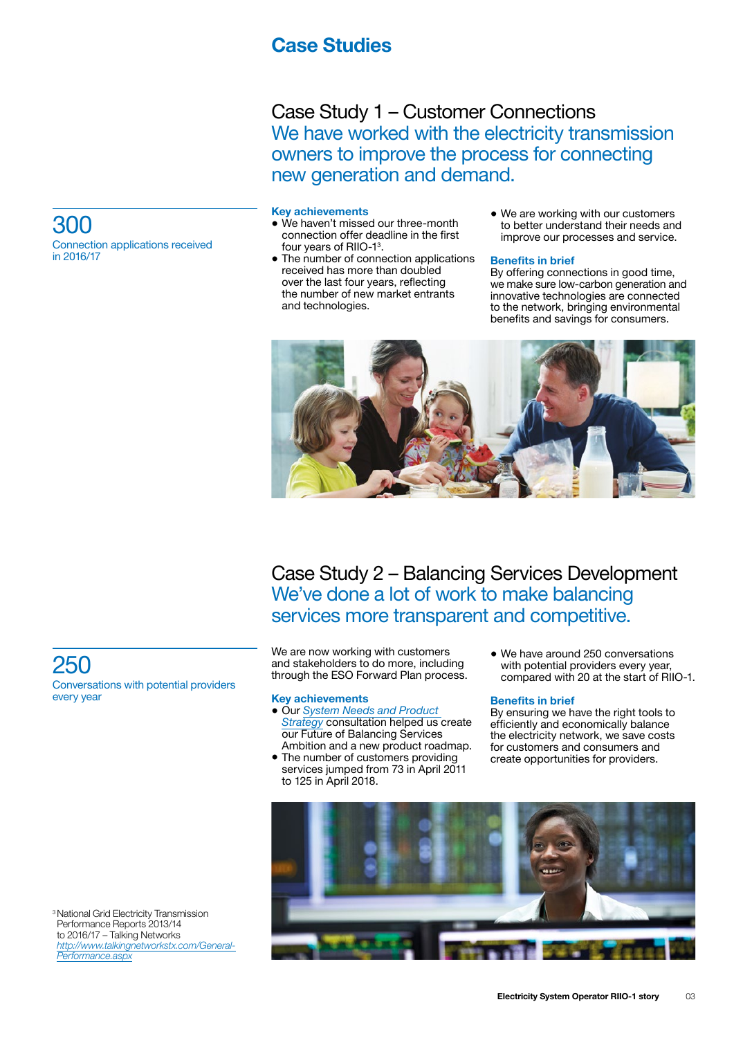# Case Studies

## Case Study 1 – Customer Connections

### We have worked with the electricity transmission owners to improve the process for connecting new generation and demand.

300
Connection applications received in 2016/17

**Key achievements**

- We haven't missed our three-month connection offer deadline in the first four years of RIIO-1[3].
- The number of connection applications received has more than doubled over the last four years, reflecting the number of new market entrants and technologies.
- We are working with our customers to better understand their needs and improve our processes and service.

**Benefits in brief**

By offering connections in good time, we make sure low-carbon generation and innovative technologies are connected to the network, bringing environmental benefits and savings for consumers.

## Case Study 2 – Balancing Services Development

### We've done a lot of work to make balancing services more transparent and competitive.

250
Conversations with potential providers every year

We are now working with customers and stakeholders to do more, including through the ESO Forward Plan process.

**Key achievements**

- Our *System Needs and Product Strategy* consultation helped us create our Future of Balancing Services Ambition and a new product roadmap.
- The number of customers providing services jumped from 73 in April 2011 to 125 in April 2018.
- We have around 250 conversations with potential providers every year, compared with 20 at the start of RIIO-1.

**Benefits in brief**

By ensuring we have the right tools to efficiently and economically balance the electricity network, we save costs for customers and consumers and create opportunities for providers.

[3] National Grid Electricity Transmission Performance Reports 2013/14 to 2016/17 – Talking Networks *http://www.talkingnetworkstx.com/General-Performance.aspx*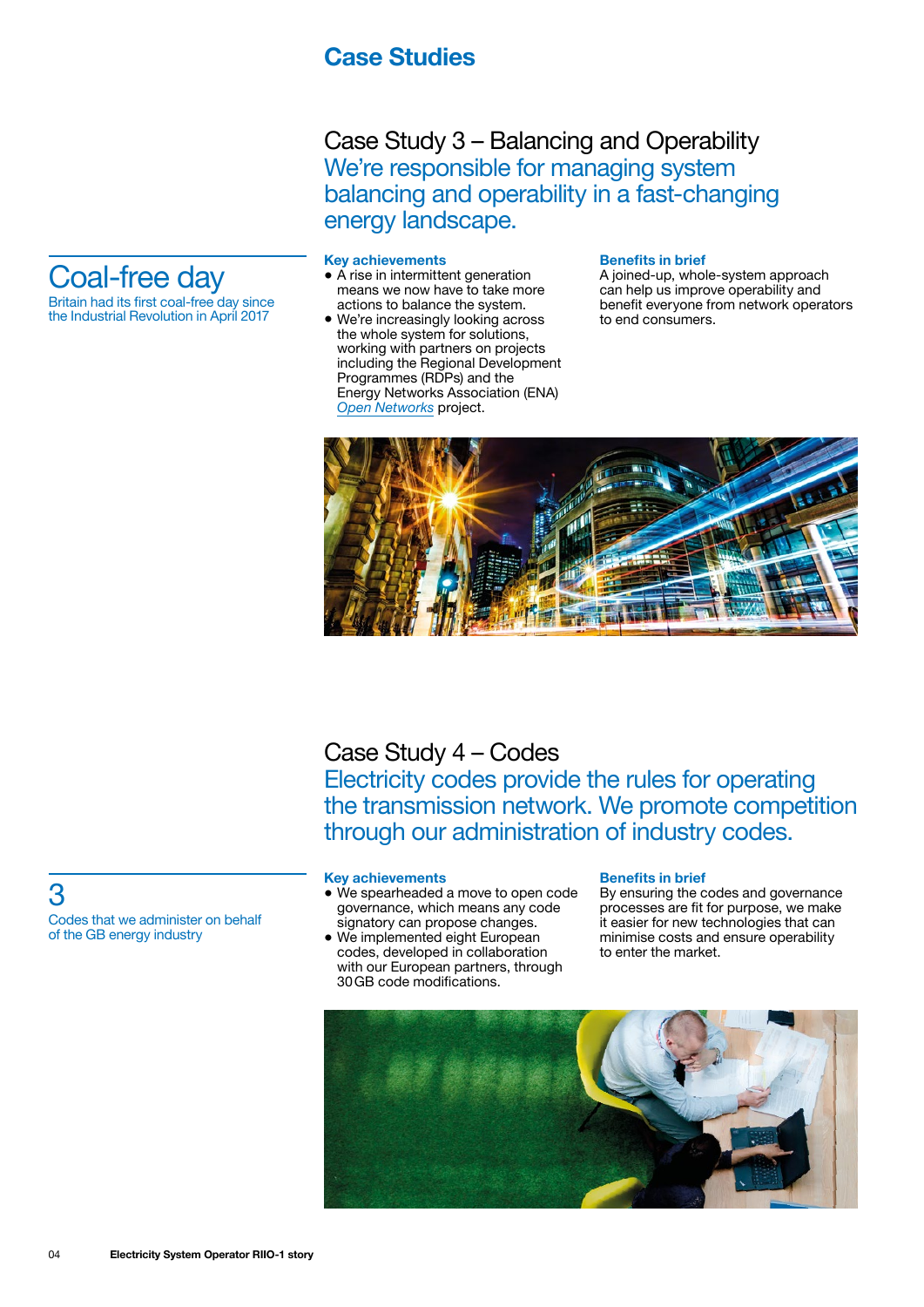# Case Studies

## Case Study 3 – Balancing and Operability

We're responsible for managing system balancing and operability in a fast-changing energy landscape.

Coal-free day

Britain had its first coal-free day since the Industrial Revolution in April 2017

**Key achievements**

- A rise in intermittent generation means we now have to take more actions to balance the system.
- We're increasingly looking across the whole system for solutions, working with partners on projects including the Regional Development Programmes (RDPs) and the Energy Networks Association (ENA) *Open Networks* project.

**Benefits in brief**

A joined-up, whole-system approach can help us improve operability and benefit everyone from network operators to end consumers.

## Case Study 4 – Codes

Electricity codes provide the rules for operating the transmission network. We promote competition through our administration of industry codes.

3

Codes that we administer on behalf of the GB energy industry

**Key achievements**

- We spearheaded a move to open code governance, which means any code signatory can propose changes.
- We implemented eight European codes, developed in collaboration with our European partners, through 30 GB code modifications.

**Benefits in brief**

By ensuring the codes and governance processes are fit for purpose, we make it easier for new technologies that can minimise costs and ensure operability to enter the market.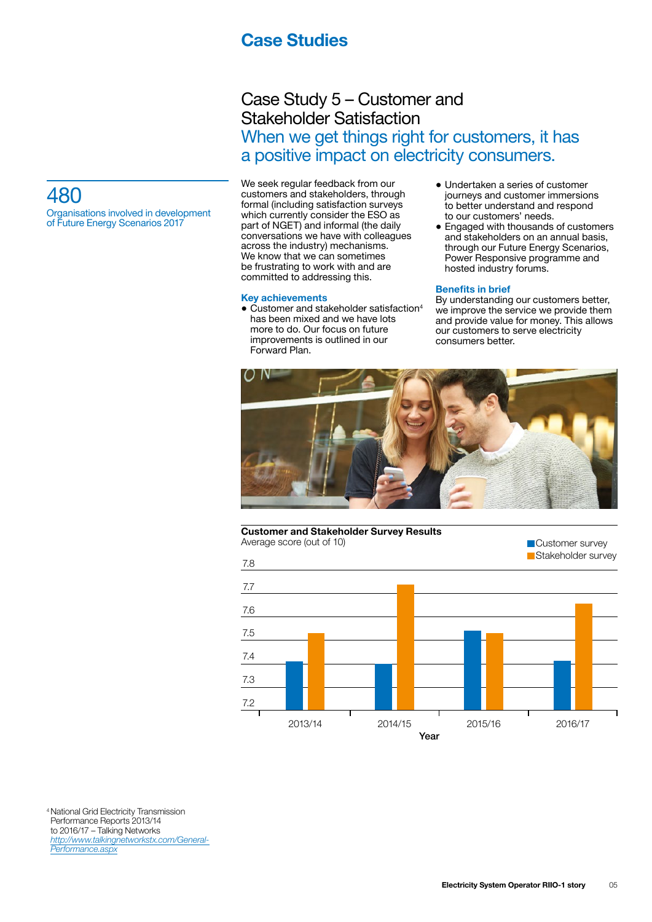# Case Studies

## Case Study 5 – Customer and Stakeholder Satisfaction

### When we get things right for customers, it has a positive impact on electricity consumers.

**480**
Organisations involved in development of Future Energy Scenarios 2017

We seek regular feedback from our customers and stakeholders, through formal (including satisfaction surveys which currently consider the ESO as part of NGET) and informal (the daily conversations we have with colleagues across the industry) mechanisms. We know that we can sometimes be frustrating to work with and are committed to addressing this.

**Key achievements**

- Customer and stakeholder satisfaction[4] has been mixed and we have lots more to do. Our focus on future improvements is outlined in our Forward Plan.
- Undertaken a series of customer journeys and customer immersions to better understand and respond to our customers' needs.
- Engaged with thousands of customers and stakeholders on an annual basis, through our Future Energy Scenarios, Power Responsive programme and hosted industry forums.

**Benefits in brief**

By understanding our customers better, we improve the service we provide them and provide value for money. This allows our customers to serve electricity consumers better.

**Customer and Stakeholder Survey Results**
Average score (out of 10)

| Year | Customer survey | Stakeholder survey |
|---|---|---|
| 2013/14 | 7.4 | 7.5 |
| 2014/15 | 7.4 | 7.7 |
| 2015/16 | 7.5 | 7.5 |
| 2016/17 | 7.4 | 7.6 |

[4] National Grid Electricity Transmission Performance Reports 2013/14 to 2016/17 – Talking Networks http://www.talkingnetworkstx.com/General-Performance.aspx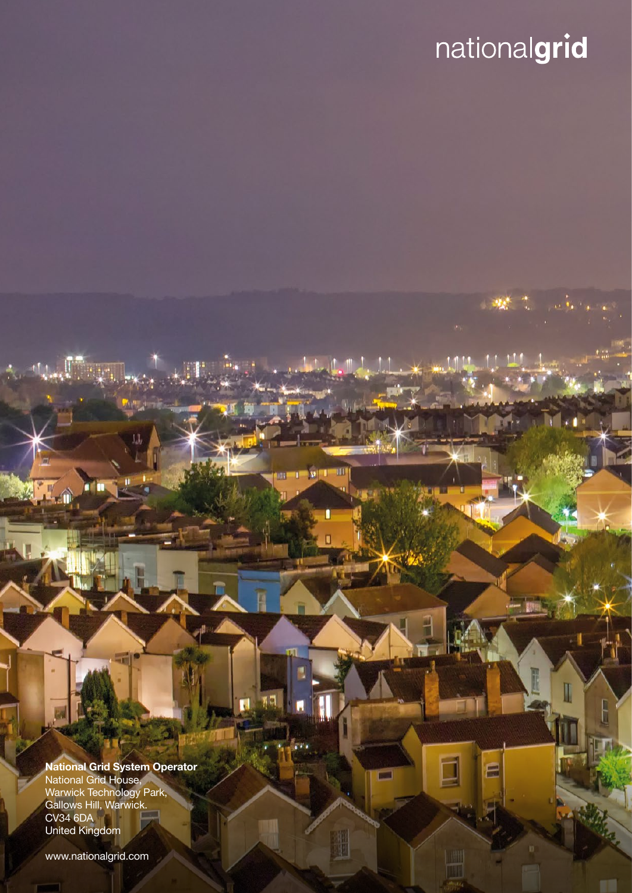nationalgrid

**National Grid System Operator**
National Grid House,
Warwick Technology Park,
Gallows Hill, Warwick.
CV34 6DA
United Kingdom

www.nationalgrid.com